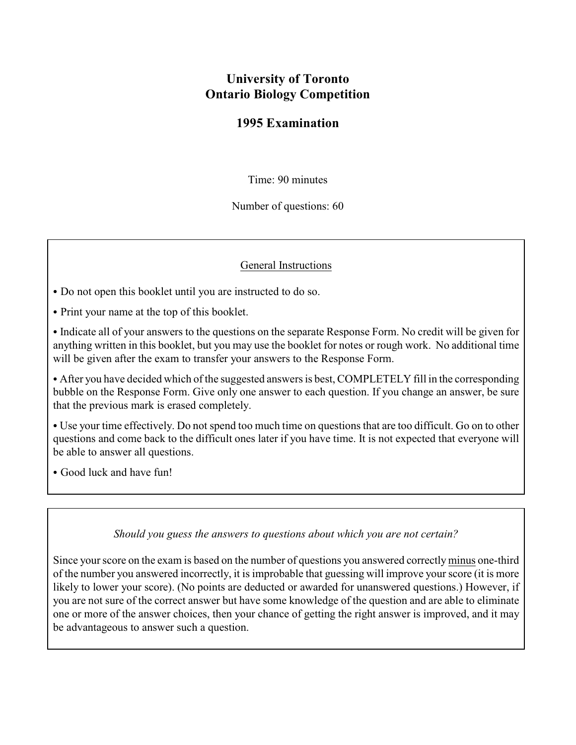# University of Toronto
# Ontario Biology Competition

## 1995 Examination

Time: 90 minutes

Number of questions: 60

<u>General Instructions</u>

- Do not open this booklet until you are instructed to do so.
- Print your name at the top of this booklet.
- Indicate all of your answers to the questions on the separate Response Form. No credit will be given for anything written in this booklet, but you may use the booklet for notes or rough work. No additional time will be given after the exam to transfer your answers to the Response Form.
- After you have decided which of the suggested answers is best, COMPLETELY fill in the corresponding bubble on the Response Form. Give only one answer to each question. If you change an answer, be sure that the previous mark is erased completely.
- Use your time effectively. Do not spend too much time on questions that are too difficult. Go on to other questions and come back to the difficult ones later if you have time. It is not expected that everyone will be able to answer all questions.
- Good luck and have fun!

*Should you guess the answers to questions about which you are not certain?*

Since your score on the exam is based on the number of questions you answered correctly <u>minus</u> one-third of the number you answered incorrectly, it is improbable that guessing will improve your score (it is more likely to lower your score). (No points are deducted or awarded for unanswered questions.) However, if you are not sure of the correct answer but have some knowledge of the question and are able to eliminate one or more of the answer choices, then your chance of getting the right answer is improved, and it may be advantageous to answer such a question.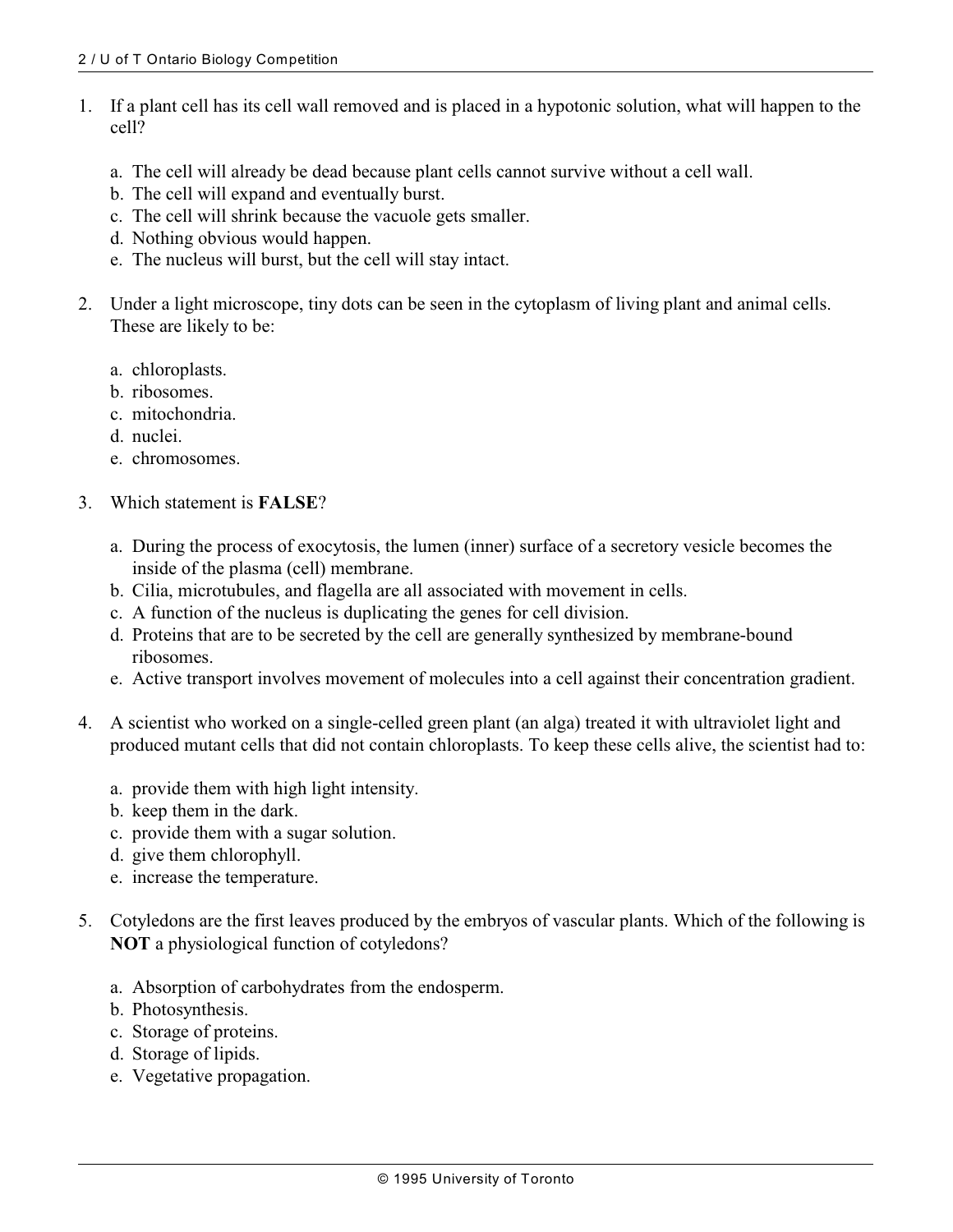1. If a plant cell has its cell wall removed and is placed in a hypotonic solution, what will happen to the cell?

   a. The cell will already be dead because plant cells cannot survive without a cell wall.
   b. The cell will expand and eventually burst.
   c. The cell will shrink because the vacuole gets smaller.
   d. Nothing obvious would happen.
   e. The nucleus will burst, but the cell will stay intact.

2. Under a light microscope, tiny dots can be seen in the cytoplasm of living plant and animal cells. These are likely to be:

   a. chloroplasts.
   b. ribosomes.
   c. mitochondria.
   d. nuclei.
   e. chromosomes.

3. Which statement is **FALSE**?

   a. During the process of exocytosis, the lumen (inner) surface of a secretory vesicle becomes the inside of the plasma (cell) membrane.
   b. Cilia, microtubules, and flagella are all associated with movement in cells.
   c. A function of the nucleus is duplicating the genes for cell division.
   d. Proteins that are to be secreted by the cell are generally synthesized by membrane-bound ribosomes.
   e. Active transport involves movement of molecules into a cell against their concentration gradient.

4. A scientist who worked on a single-celled green plant (an alga) treated it with ultraviolet light and produced mutant cells that did not contain chloroplasts. To keep these cells alive, the scientist had to:

   a. provide them with high light intensity.
   b. keep them in the dark.
   c. provide them with a sugar solution.
   d. give them chlorophyll.
   e. increase the temperature.

5. Cotyledons are the first leaves produced by the embryos of vascular plants. Which of the following is **NOT** a physiological function of cotyledons?

   a. Absorption of carbohydrates from the endosperm.
   b. Photosynthesis.
   c. Storage of proteins.
   d. Storage of lipids.
   e. Vegetative propagation.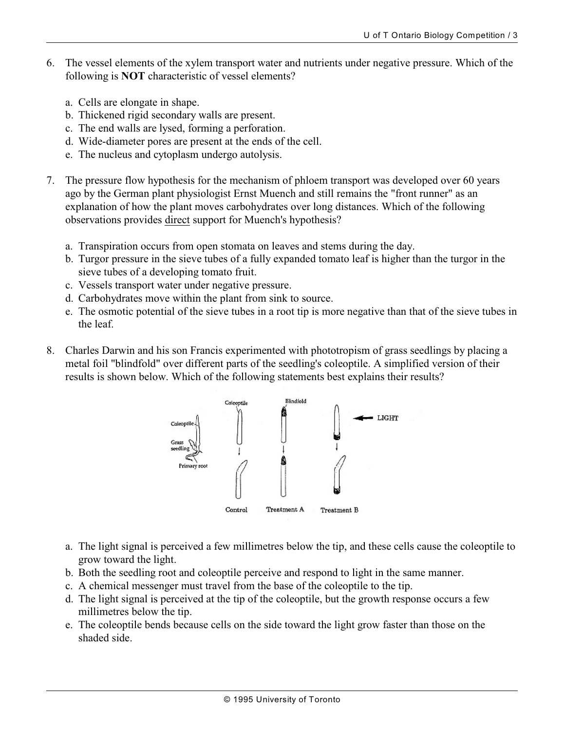6. The vessel elements of the xylem transport water and nutrients under negative pressure. Which of the following is **NOT** characteristic of vessel elements?

   a. Cells are elongate in shape.
   b. Thickened rigid secondary walls are present.
   c. The end walls are lysed, forming a perforation.
   d. Wide-diameter pores are present at the ends of the cell.
   e. The nucleus and cytoplasm undergo autolysis.

7. The pressure flow hypothesis for the mechanism of phloem transport was developed over 60 years ago by the German plant physiologist Ernst Muench and still remains the "front runner" as an explanation of how the plant moves carbohydrates over long distances. Which of the following observations provides direct support for Muench's hypothesis?

   a. Transpiration occurs from open stomata on leaves and stems during the day.
   b. Turgor pressure in the sieve tubes of a fully expanded tomato leaf is higher than the turgor in the sieve tubes of a developing tomato fruit.
   c. Vessels transport water under negative pressure.
   d. Carbohydrates move within the plant from sink to source.
   e. The osmotic potential of the sieve tubes in a root tip is more negative than that of the sieve tubes in the leaf.

8. Charles Darwin and his son Francis experimented with phototropism of grass seedlings by placing a metal foil "blindfold" over different parts of the seedling's coleoptile. A simplified version of their results is shown below. Which of the following statements best explains their results?

   Coleoptile — Grass seedling — Primary root; Coleoptile; Blindfold; LIGHT

   Control — Treatment A — Treatment B

   a. The light signal is perceived a few millimetres below the tip, and these cells cause the coleoptile to grow toward the light.
   b. Both the seedling root and coleoptile perceive and respond to light in the same manner.
   c. A chemical messenger must travel from the base of the coleoptile to the tip.
   d. The light signal is perceived at the tip of the coleoptile, but the growth response occurs a few millimetres below the tip.
   e. The coleoptile bends because cells on the side toward the light grow faster than those on the shaded side.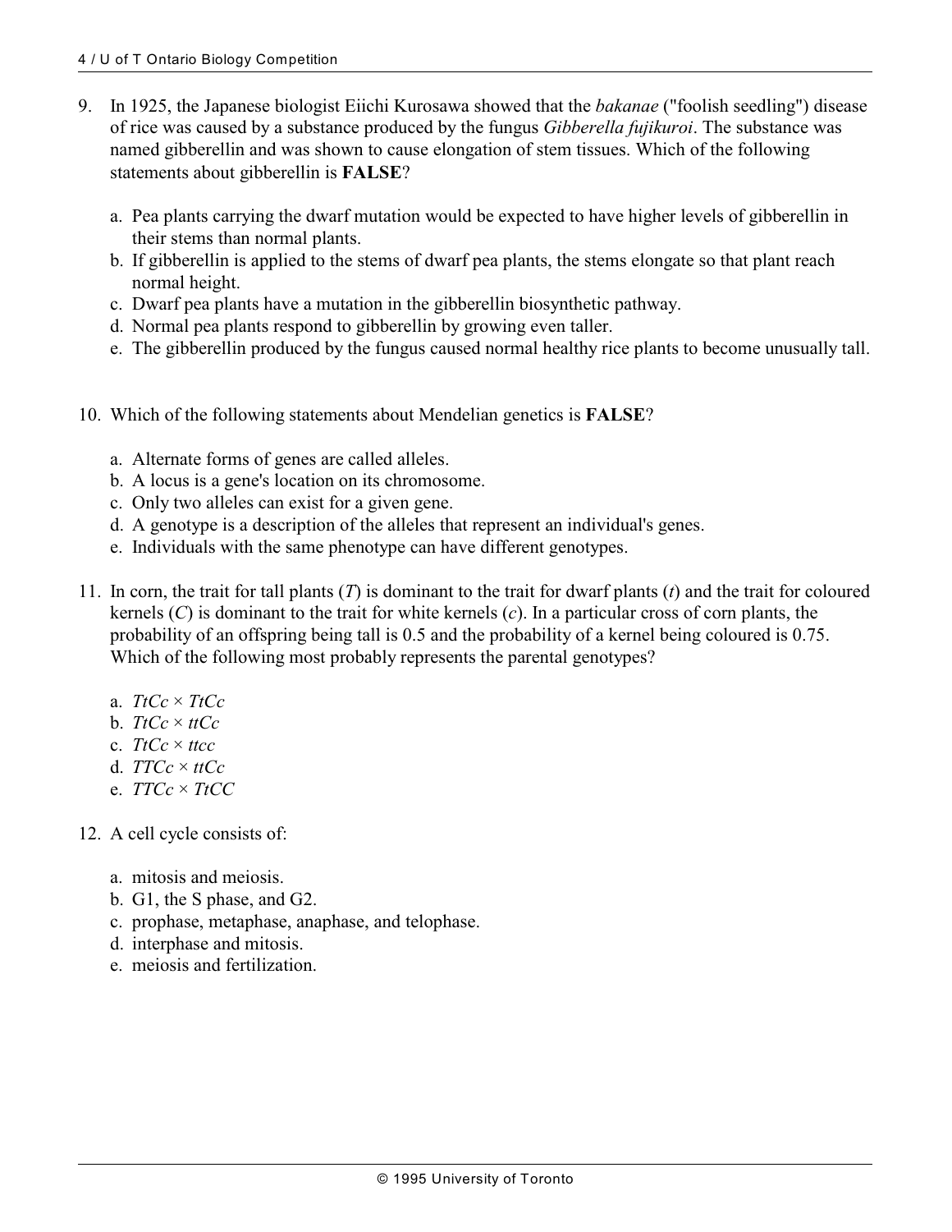9. In 1925, the Japanese biologist Eiichi Kurosawa showed that the *bakanae* ("foolish seedling") disease of rice was caused by a substance produced by the fungus *Gibberella fujikuroi*. The substance was named gibberellin and was shown to cause elongation of stem tissues. Which of the following statements about gibberellin is **FALSE**?

   a. Pea plants carrying the dwarf mutation would be expected to have higher levels of gibberellin in their stems than normal plants.
   b. If gibberellin is applied to the stems of dwarf pea plants, the stems elongate so that plant reach normal height.
   c. Dwarf pea plants have a mutation in the gibberellin biosynthetic pathway.
   d. Normal pea plants respond to gibberellin by growing even taller.
   e. The gibberellin produced by the fungus caused normal healthy rice plants to become unusually tall.

10. Which of the following statements about Mendelian genetics is **FALSE**?

   a. Alternate forms of genes are called alleles.
   b. A locus is a gene's location on its chromosome.
   c. Only two alleles can exist for a given gene.
   d. A genotype is a description of the alleles that represent an individual's genes.
   e. Individuals with the same phenotype can have different genotypes.

11. In corn, the trait for tall plants (*T*) is dominant to the trait for dwarf plants (*t*) and the trait for coloured kernels (*C*) is dominant to the trait for white kernels (*c*). In a particular cross of corn plants, the probability of an offspring being tall is 0.5 and the probability of a kernel being coloured is 0.75. Which of the following most probably represents the parental genotypes?

   a. *TtCc* × *TtCc*
   b. *TtCc* × *ttCc*
   c. *TtCc* × *ttcc*
   d. *TTCc* × *ttCc*
   e. *TTCc* × *TtCC*

12. A cell cycle consists of:

   a. mitosis and meiosis.
   b. G1, the S phase, and G2.
   c. prophase, metaphase, anaphase, and telophase.
   d. interphase and mitosis.
   e. meiosis and fertilization.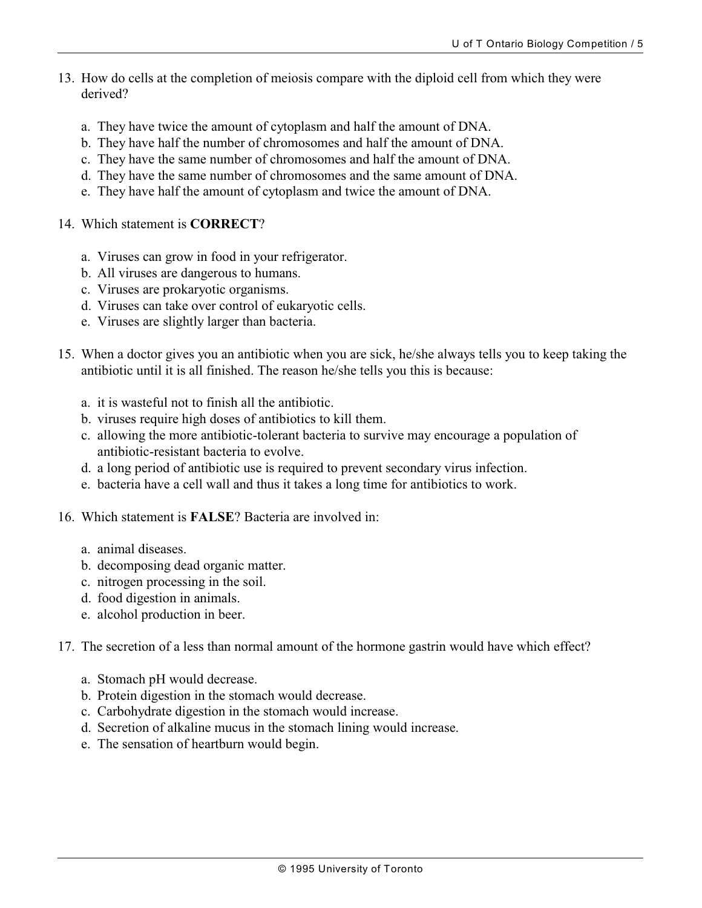13. How do cells at the completion of meiosis compare with the diploid cell from which they were derived?

    a. They have twice the amount of cytoplasm and half the amount of DNA.
    b. They have half the number of chromosomes and half the amount of DNA.
    c. They have the same number of chromosomes and half the amount of DNA.
    d. They have the same number of chromosomes and the same amount of DNA.
    e. They have half the amount of cytoplasm and twice the amount of DNA.

14. Which statement is **CORRECT**?

    a. Viruses can grow in food in your refrigerator.
    b. All viruses are dangerous to humans.
    c. Viruses are prokaryotic organisms.
    d. Viruses can take over control of eukaryotic cells.
    e. Viruses are slightly larger than bacteria.

15. When a doctor gives you an antibiotic when you are sick, he/she always tells you to keep taking the antibiotic until it is all finished. The reason he/she tells you this is because:

    a. it is wasteful not to finish all the antibiotic.
    b. viruses require high doses of antibiotics to kill them.
    c. allowing the more antibiotic-tolerant bacteria to survive may encourage a population of antibiotic-resistant bacteria to evolve.
    d. a long period of antibiotic use is required to prevent secondary virus infection.
    e. bacteria have a cell wall and thus it takes a long time for antibiotics to work.

16. Which statement is **FALSE**? Bacteria are involved in:

    a. animal diseases.
    b. decomposing dead organic matter.
    c. nitrogen processing in the soil.
    d. food digestion in animals.
    e. alcohol production in beer.

17. The secretion of a less than normal amount of the hormone gastrin would have which effect?

    a. Stomach pH would decrease.
    b. Protein digestion in the stomach would decrease.
    c. Carbohydrate digestion in the stomach would increase.
    d. Secretion of alkaline mucus in the stomach lining would increase.
    e. The sensation of heartburn would begin.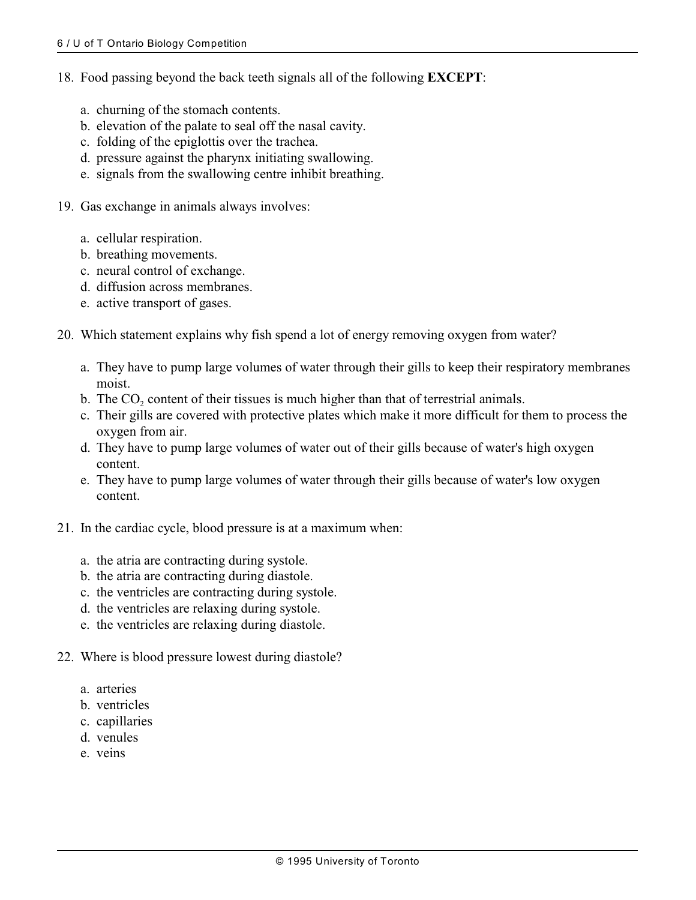18. Food passing beyond the back teeth signals all of the following **EXCEPT**:

    a. churning of the stomach contents.
    b. elevation of the palate to seal off the nasal cavity.
    c. folding of the epiglottis over the trachea.
    d. pressure against the pharynx initiating swallowing.
    e. signals from the swallowing centre inhibit breathing.

19. Gas exchange in animals always involves:

    a. cellular respiration.
    b. breathing movements.
    c. neural control of exchange.
    d. diffusion across membranes.
    e. active transport of gases.

20. Which statement explains why fish spend a lot of energy removing oxygen from water?

    a. They have to pump large volumes of water through their gills to keep their respiratory membranes moist.
    b. The $CO_2$ content of their tissues is much higher than that of terrestrial animals.
    c. Their gills are covered with protective plates which make it more difficult for them to process the oxygen from air.
    d. They have to pump large volumes of water out of their gills because of water's high oxygen content.
    e. They have to pump large volumes of water through their gills because of water's low oxygen content.

21. In the cardiac cycle, blood pressure is at a maximum when:

    a. the atria are contracting during systole.
    b. the atria are contracting during diastole.
    c. the ventricles are contracting during systole.
    d. the ventricles are relaxing during systole.
    e. the ventricles are relaxing during diastole.

22. Where is blood pressure lowest during diastole?

    a. arteries
    b. ventricles
    c. capillaries
    d. venules
    e. veins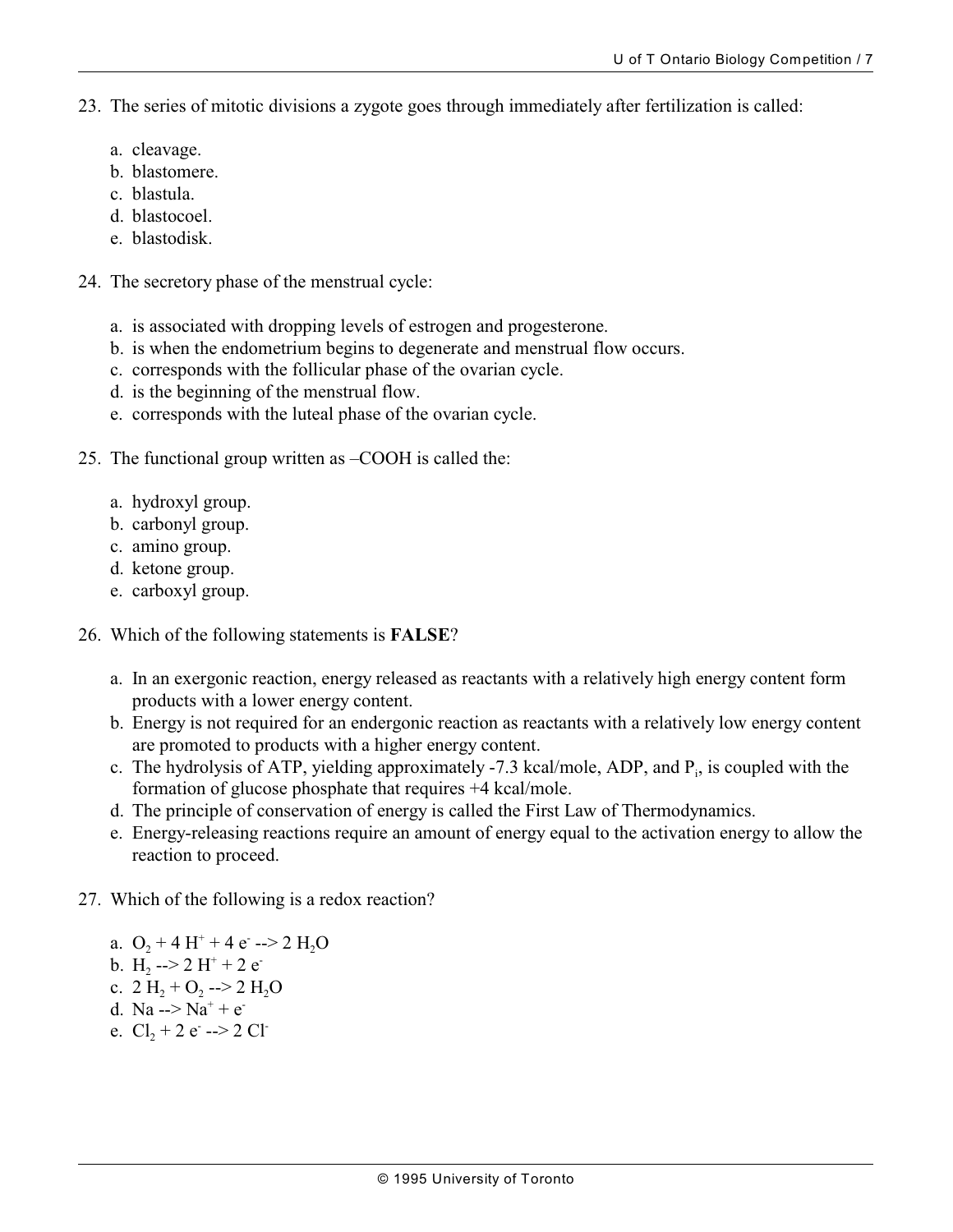23. The series of mitotic divisions a zygote goes through immediately after fertilization is called:

    a. cleavage.
    b. blastomere.
    c. blastula.
    d. blastocoel.
    e. blastodisk.

24. The secretory phase of the menstrual cycle:

    a. is associated with dropping levels of estrogen and progesterone.
    b. is when the endometrium begins to degenerate and menstrual flow occurs.
    c. corresponds with the follicular phase of the ovarian cycle.
    d. is the beginning of the menstrual flow.
    e. corresponds with the luteal phase of the ovarian cycle.

25. The functional group written as –COOH is called the:

    a. hydroxyl group.
    b. carbonyl group.
    c. amino group.
    d. ketone group.
    e. carboxyl group.

26. Which of the following statements is **FALSE**?

    a. In an exergonic reaction, energy released as reactants with a relatively high energy content form products with a lower energy content.
    b. Energy is not required for an endergonic reaction as reactants with a relatively low energy content are promoted to products with a higher energy content.
    c. The hydrolysis of ATP, yielding approximately -7.3 kcal/mole, ADP, and $P_i$, is coupled with the formation of glucose phosphate that requires +4 kcal/mole.
    d. The principle of conservation of energy is called the First Law of Thermodynamics.
    e. Energy-releasing reactions require an amount of energy equal to the activation energy to allow the reaction to proceed.

27. Which of the following is a redox reaction?

    a. $O_2 + 4\,H^+ + 4\,e^- \rightarrow 2\,H_2O$
    b. $H_2 \rightarrow 2\,H^+ + 2\,e^-$
    c. $2\,H_2 + O_2 \rightarrow 2\,H_2O$
    d. $Na \rightarrow Na^+ + e^-$
    e. $Cl_2 + 2\,e^- \rightarrow 2\,Cl^-$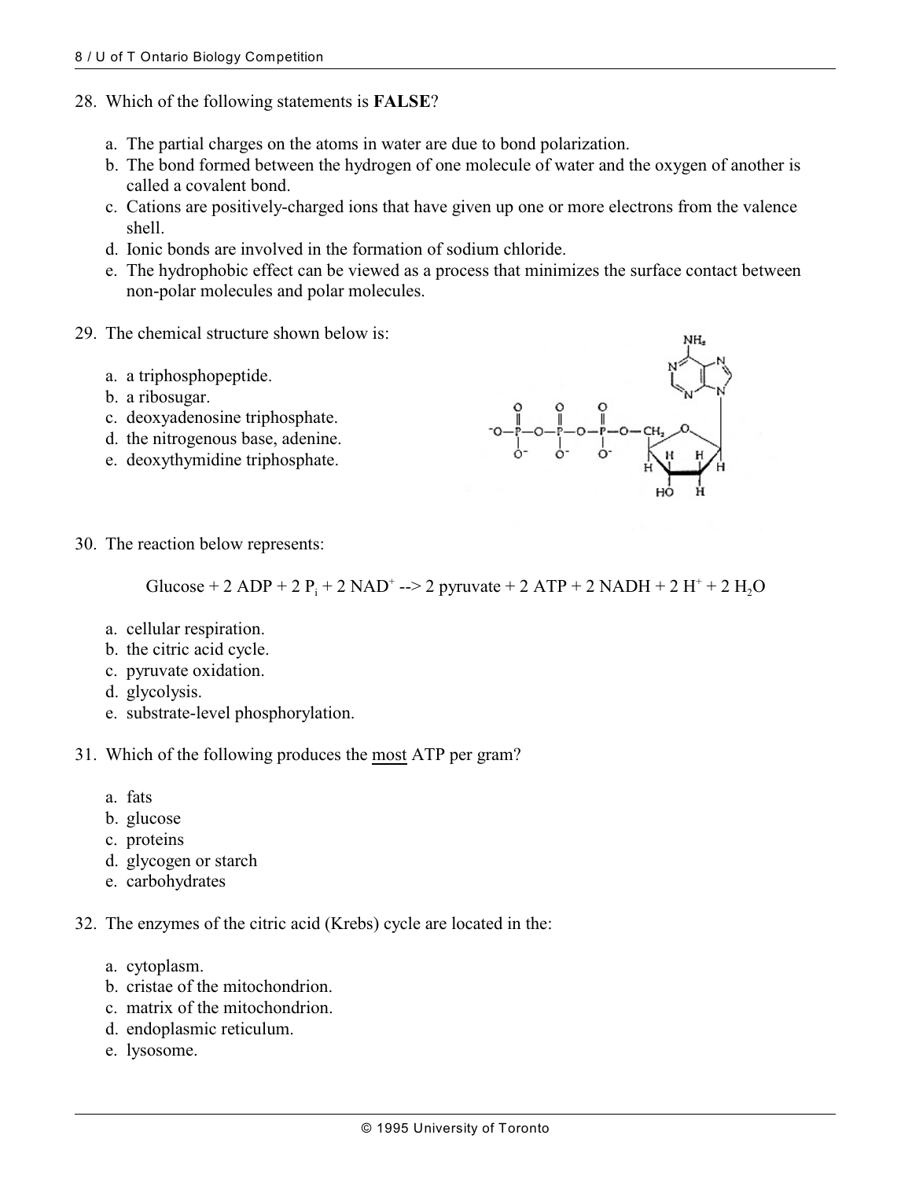28. Which of the following statements is **FALSE**?

    a. The partial charges on the atoms in water are due to bond polarization.
    b. The bond formed between the hydrogen of one molecule of water and the oxygen of another is called a covalent bond.
    c. Cations are positively-charged ions that have given up one or more electrons from the valence shell.
    d. Ionic bonds are involved in the formation of sodium chloride.
    e. The hydrophobic effect can be viewed as a process that minimizes the surface contact between non-polar molecules and polar molecules.

29. The chemical structure shown below is:

    a. a triphosphopeptide.
    b. a ribosugar.
    c. deoxyadenosine triphosphate.
    d. the nitrogenous base, adenine.
    e. deoxythymidine triphosphate.

30. The reaction below represents:

    $$\text{Glucose} + 2\ ADP + 2\ P_i + 2\ NAD^+ \dashrightarrow 2\ \text{pyruvate} + 2\ ATP + 2\ NADH + 2\ H^+ + 2\ H_2O$$

    a. cellular respiration.
    b. the citric acid cycle.
    c. pyruvate oxidation.
    d. glycolysis.
    e. substrate-level phosphorylation.

31. Which of the following produces the most ATP per gram?

    a. fats
    b. glucose
    c. proteins
    d. glycogen or starch
    e. carbohydrates

32. The enzymes of the citric acid (Krebs) cycle are located in the:

    a. cytoplasm.
    b. cristae of the mitochondrion.
    c. matrix of the mitochondrion.
    d. endoplasmic reticulum.
    e. lysosome.

© 1995 University of Toronto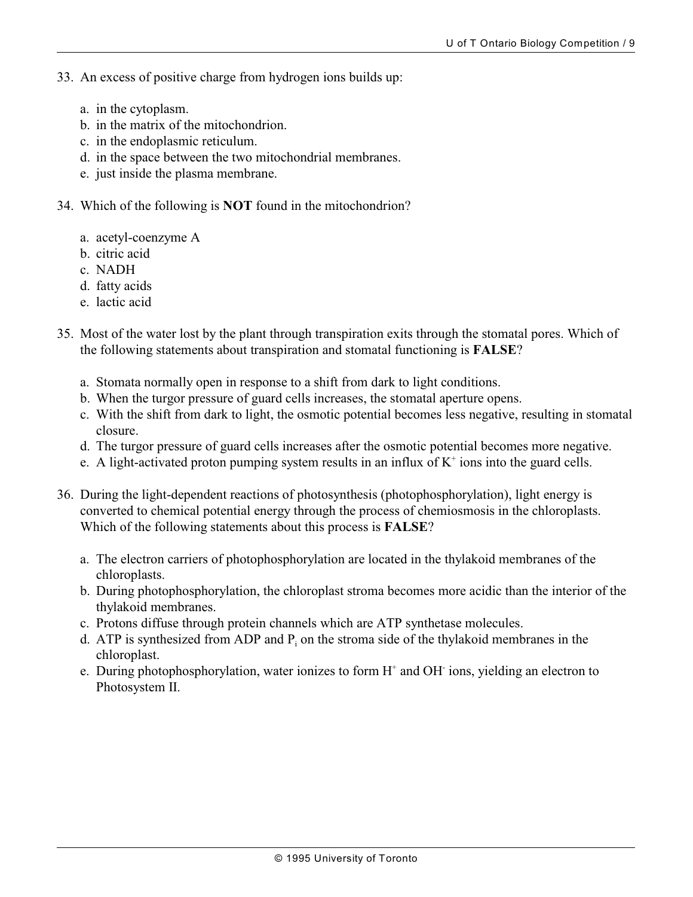33. An excess of positive charge from hydrogen ions builds up:

    a. in the cytoplasm.
    b. in the matrix of the mitochondrion.
    c. in the endoplasmic reticulum.
    d. in the space between the two mitochondrial membranes.
    e. just inside the plasma membrane.

34. Which of the following is **NOT** found in the mitochondrion?

    a. acetyl-coenzyme A
    b. citric acid
    c. NADH
    d. fatty acids
    e. lactic acid

35. Most of the water lost by the plant through transpiration exits through the stomatal pores. Which of the following statements about transpiration and stomatal functioning is **FALSE**?

    a. Stomata normally open in response to a shift from dark to light conditions.
    b. When the turgor pressure of guard cells increases, the stomatal aperture opens.
    c. With the shift from dark to light, the osmotic potential becomes less negative, resulting in stomatal closure.
    d. The turgor pressure of guard cells increases after the osmotic potential becomes more negative.
    e. A light-activated proton pumping system results in an influx of $K^+$ ions into the guard cells.

36. During the light-dependent reactions of photosynthesis (photophosphorylation), light energy is converted to chemical potential energy through the process of chemiosmosis in the chloroplasts. Which of the following statements about this process is **FALSE**?

    a. The electron carriers of photophosphorylation are located in the thylakoid membranes of the chloroplasts.
    b. During photophosphorylation, the chloroplast stroma becomes more acidic than the interior of the thylakoid membranes.
    c. Protons diffuse through protein channels which are ATP synthetase molecules.
    d. ATP is synthesized from ADP and $P_i$ on the stroma side of the thylakoid membranes in the chloroplast.
    e. During photophosphorylation, water ionizes to form $H^+$ and $OH^-$ ions, yielding an electron to Photosystem II.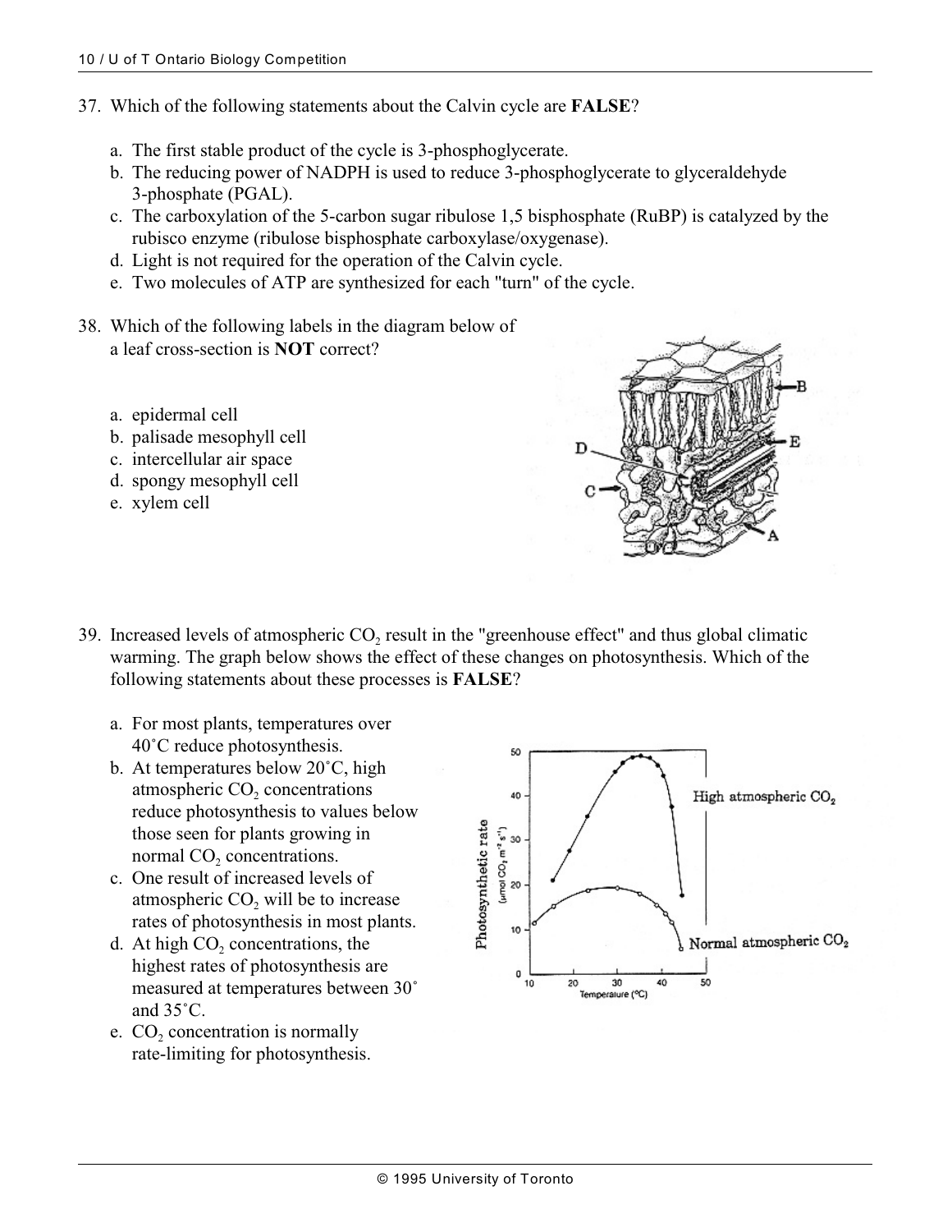37. Which of the following statements about the Calvin cycle are **FALSE**?

    a. The first stable product of the cycle is 3-phosphoglycerate.
    b. The reducing power of NADPH is used to reduce 3-phosphoglycerate to glyceraldehyde 3-phosphate (PGAL).
    c. The carboxylation of the 5-carbon sugar ribulose 1,5 bisphosphate (RuBP) is catalyzed by the rubisco enzyme (ribulose bisphosphate carboxylase/oxygenase).
    d. Light is not required for the operation of the Calvin cycle.
    e. Two molecules of ATP are synthesized for each "turn" of the cycle.

38. Which of the following labels in the diagram below of a leaf cross-section is **NOT** correct?

    a. epidermal cell
    b. palisade mesophyll cell
    c. intercellular air space
    d. spongy mesophyll cell
    e. xylem cell

39. Increased levels of atmospheric $CO_2$ result in the "greenhouse effect" and thus global climatic warming. The graph below shows the effect of these changes on photosynthesis. Which of the following statements about these processes is **FALSE**?

    a. For most plants, temperatures over 40˚C reduce photosynthesis.
    b. At temperatures below 20˚C, high atmospheric $CO_2$ concentrations reduce photosynthesis to values below those seen for plants growing in normal $CO_2$ concentrations.
    c. One result of increased levels of atmospheric $CO_2$ will be to increase rates of photosynthesis in most plants.
    d. At high $CO_2$ concentrations, the highest rates of photosynthesis are measured at temperatures between 30˚ and 35˚C.
    e. $CO_2$ concentration is normally rate-limiting for photosynthesis.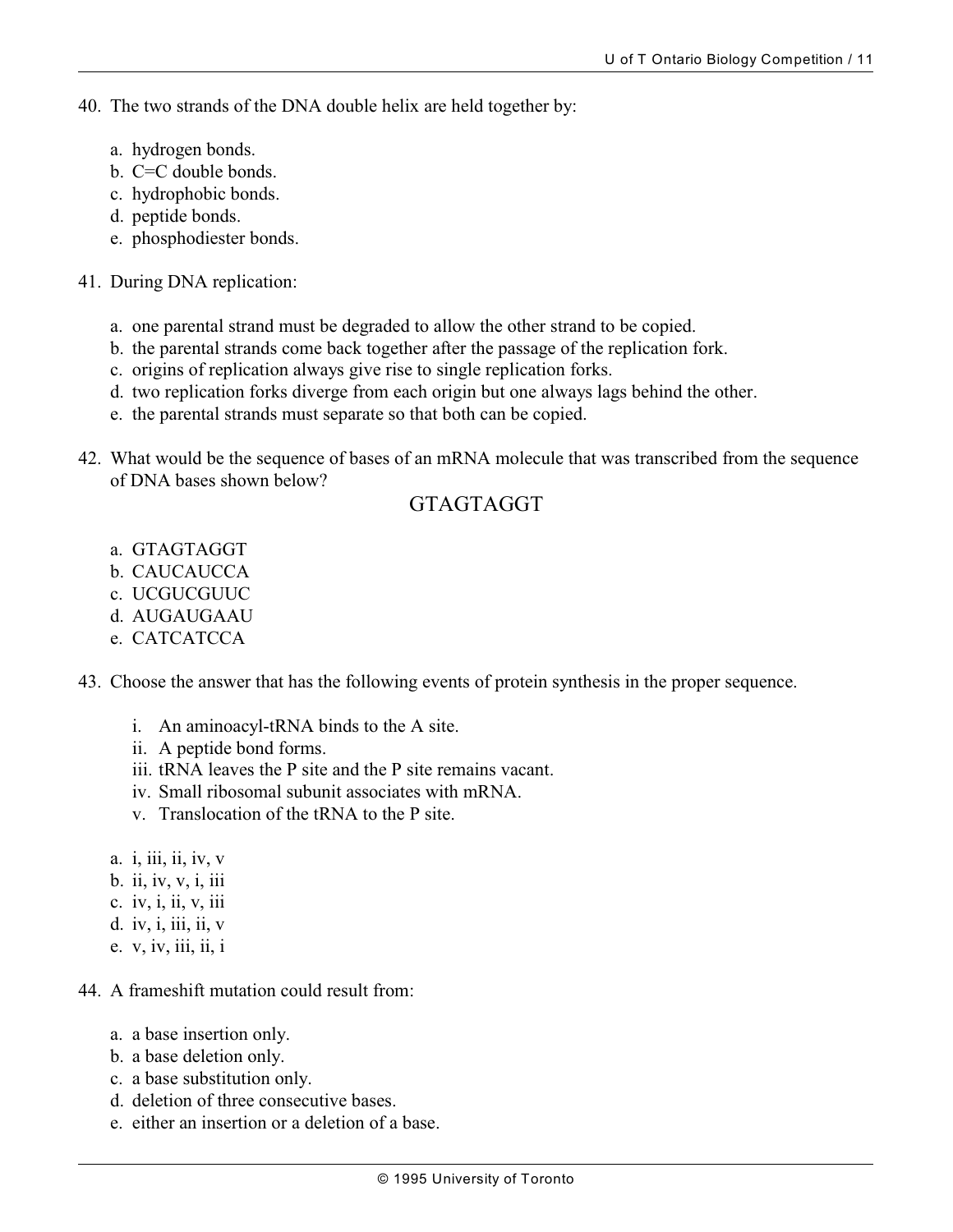40. The two strands of the DNA double helix are held together by:

    a. hydrogen bonds.
    b. C=C double bonds.
    c. hydrophobic bonds.
    d. peptide bonds.
    e. phosphodiester bonds.

41. During DNA replication:

    a. one parental strand must be degraded to allow the other strand to be copied.
    b. the parental strands come back together after the passage of the replication fork.
    c. origins of replication always give rise to single replication forks.
    d. two replication forks diverge from each origin but one always lags behind the other.
    e. the parental strands must separate so that both can be copied.

42. What would be the sequence of bases of an mRNA molecule that was transcribed from the sequence of DNA bases shown below?

    GTAGTAGGT

    a. GTAGTAGGT
    b. CAUCAUCCA
    c. UCGUCGUUC
    d. AUGAUGAAU
    e. CATCATCCA

43. Choose the answer that has the following events of protein synthesis in the proper sequence.

    i. An aminoacyl-tRNA binds to the A site.
    ii. A peptide bond forms.
    iii. tRNA leaves the P site and the P site remains vacant.
    iv. Small ribosomal subunit associates with mRNA.
    v. Translocation of the tRNA to the P site.

    a. i, iii, ii, iv, v
    b. ii, iv, v, i, iii
    c. iv, i, ii, v, iii
    d. iv, i, iii, ii, v
    e. v, iv, iii, ii, i

44. A frameshift mutation could result from:

    a. a base insertion only.
    b. a base deletion only.
    c. a base substitution only.
    d. deletion of three consecutive bases.
    e. either an insertion or a deletion of a base.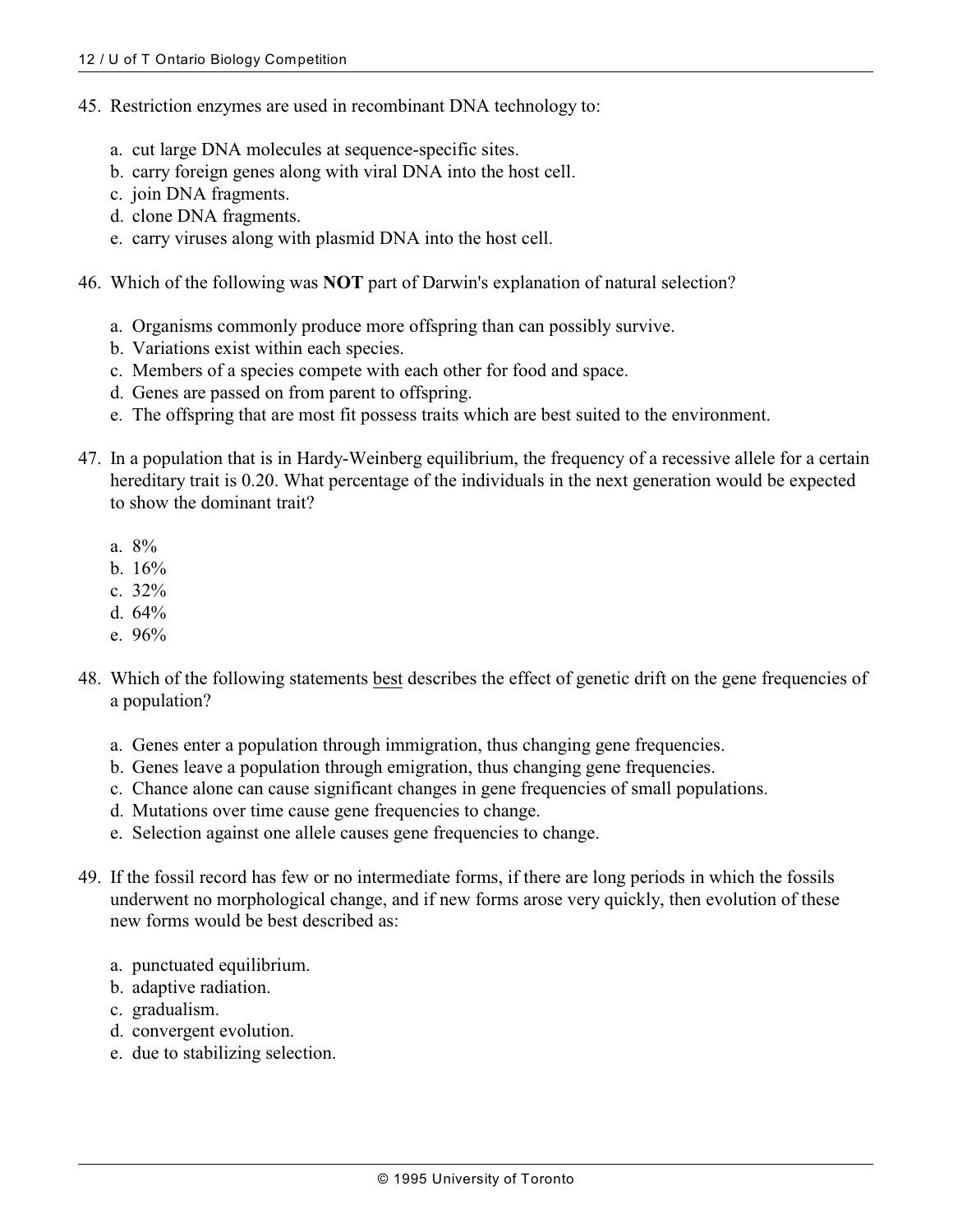45. Restriction enzymes are used in recombinant DNA technology to:

    a. cut large DNA molecules at sequence-specific sites.
    b. carry foreign genes along with viral DNA into the host cell.
    c. join DNA fragments.
    d. clone DNA fragments.
    e. carry viruses along with plasmid DNA into the host cell.

46. Which of the following was **NOT** part of Darwin's explanation of natural selection?

    a. Organisms commonly produce more offspring than can possibly survive.
    b. Variations exist within each species.
    c. Members of a species compete with each other for food and space.
    d. Genes are passed on from parent to offspring.
    e. The offspring that are most fit possess traits which are best suited to the environment.

47. In a population that is in Hardy-Weinberg equilibrium, the frequency of a recessive allele for a certain hereditary trait is 0.20. What percentage of the individuals in the next generation would be expected to show the dominant trait?

    a. 8%
    b. 16%
    c. 32%
    d. 64%
    e. 96%

48. Which of the following statements <u>best</u> describes the effect of genetic drift on the gene frequencies of a population?

    a. Genes enter a population through immigration, thus changing gene frequencies.
    b. Genes leave a population through emigration, thus changing gene frequencies.
    c. Chance alone can cause significant changes in gene frequencies of small populations.
    d. Mutations over time cause gene frequencies to change.
    e. Selection against one allele causes gene frequencies to change.

49. If the fossil record has few or no intermediate forms, if there are long periods in which the fossils underwent no morphological change, and if new forms arose very quickly, then evolution of these new forms would be best described as:

    a. punctuated equilibrium.
    b. adaptive radiation.
    c. gradualism.
    d. convergent evolution.
    e. due to stabilizing selection.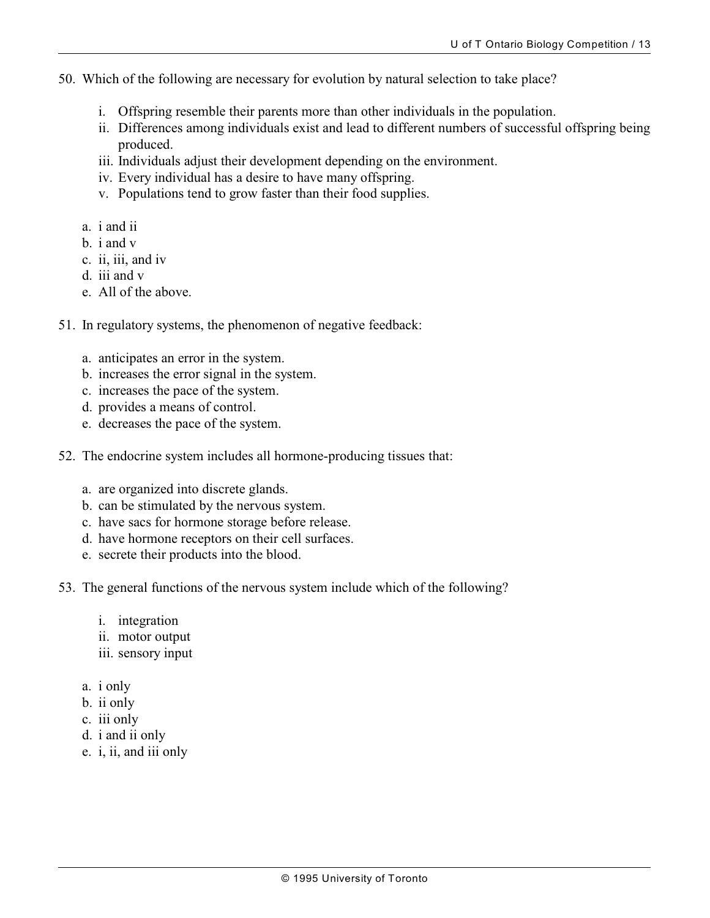50. Which of the following are necessary for evolution by natural selection to take place?

    i. Offspring resemble their parents more than other individuals in the population.
    ii. Differences among individuals exist and lead to different numbers of successful offspring being produced.
    iii. Individuals adjust their development depending on the environment.
    iv. Every individual has a desire to have many offspring.
    v. Populations tend to grow faster than their food supplies.

    a. i and ii
    b. i and v
    c. ii, iii, and iv
    d. iii and v
    e. All of the above.

51. In regulatory systems, the phenomenon of negative feedback:

    a. anticipates an error in the system.
    b. increases the error signal in the system.
    c. increases the pace of the system.
    d. provides a means of control.
    e. decreases the pace of the system.

52. The endocrine system includes all hormone-producing tissues that:

    a. are organized into discrete glands.
    b. can be stimulated by the nervous system.
    c. have sacs for hormone storage before release.
    d. have hormone receptors on their cell surfaces.
    e. secrete their products into the blood.

53. The general functions of the nervous system include which of the following?

    i. integration
    ii. motor output
    iii. sensory input

    a. i only
    b. ii only
    c. iii only
    d. i and ii only
    e. i, ii, and iii only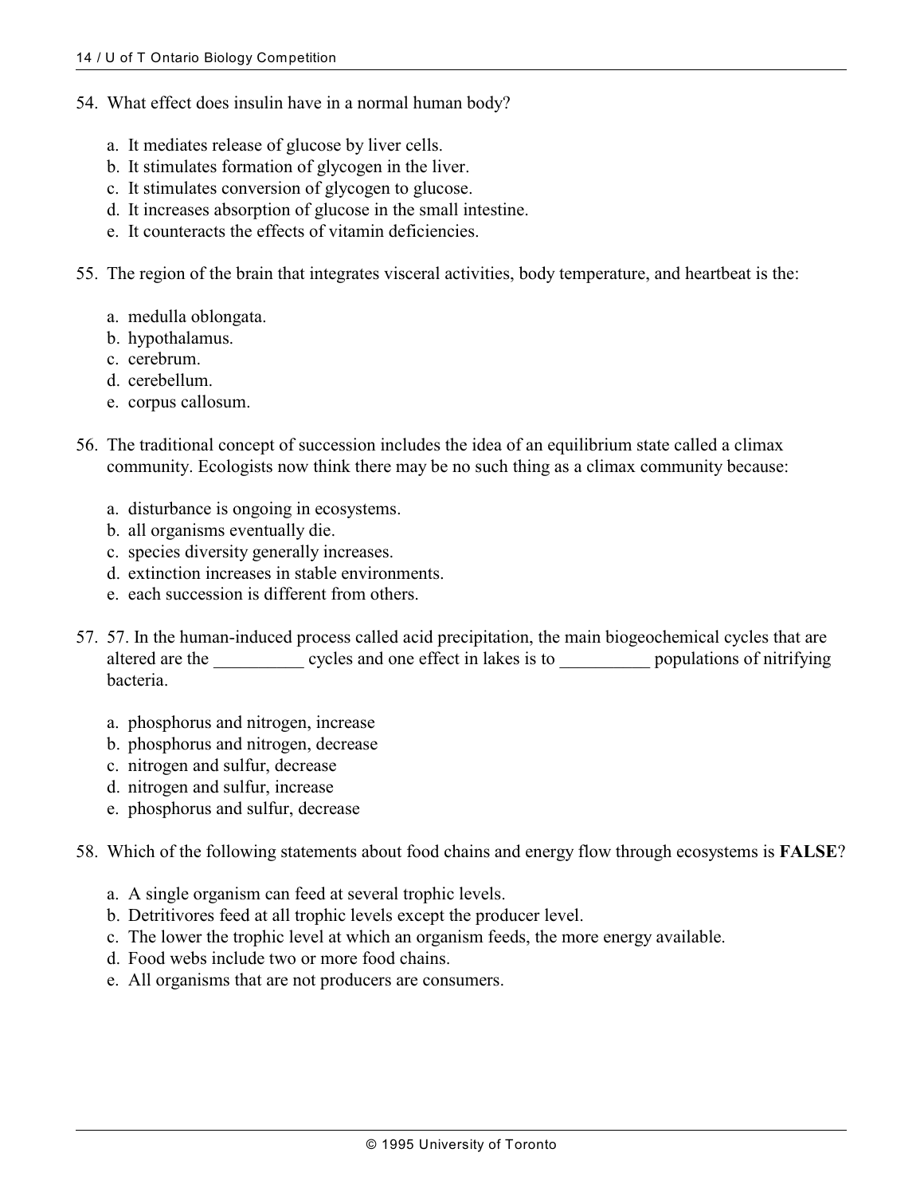54. What effect does insulin have in a normal human body?

    a. It mediates release of glucose by liver cells.
    b. It stimulates formation of glycogen in the liver.
    c. It stimulates conversion of glycogen to glucose.
    d. It increases absorption of glucose in the small intestine.
    e. It counteracts the effects of vitamin deficiencies.

55. The region of the brain that integrates visceral activities, body temperature, and heartbeat is the:

    a. medulla oblongata.
    b. hypothalamus.
    c. cerebrum.
    d. cerebellum.
    e. corpus callosum.

56. The traditional concept of succession includes the idea of an equilibrium state called a climax community. Ecologists now think there may be no such thing as a climax community because:

    a. disturbance is ongoing in ecosystems.
    b. all organisms eventually die.
    c. species diversity generally increases.
    d. extinction increases in stable environments.
    e. each succession is different from others.

57. 57. In the human-induced process called acid precipitation, the main biogeochemical cycles that are altered are the __________ cycles and one effect in lakes is to __________ populations of nitrifying bacteria.

    a. phosphorus and nitrogen, increase
    b. phosphorus and nitrogen, decrease
    c. nitrogen and sulfur, decrease
    d. nitrogen and sulfur, increase
    e. phosphorus and sulfur, decrease

58. Which of the following statements about food chains and energy flow through ecosystems is **FALSE**?

    a. A single organism can feed at several trophic levels.
    b. Detritivores feed at all trophic levels except the producer level.
    c. The lower the trophic level at which an organism feeds, the more energy available.
    d. Food webs include two or more food chains.
    e. All organisms that are not producers are consumers.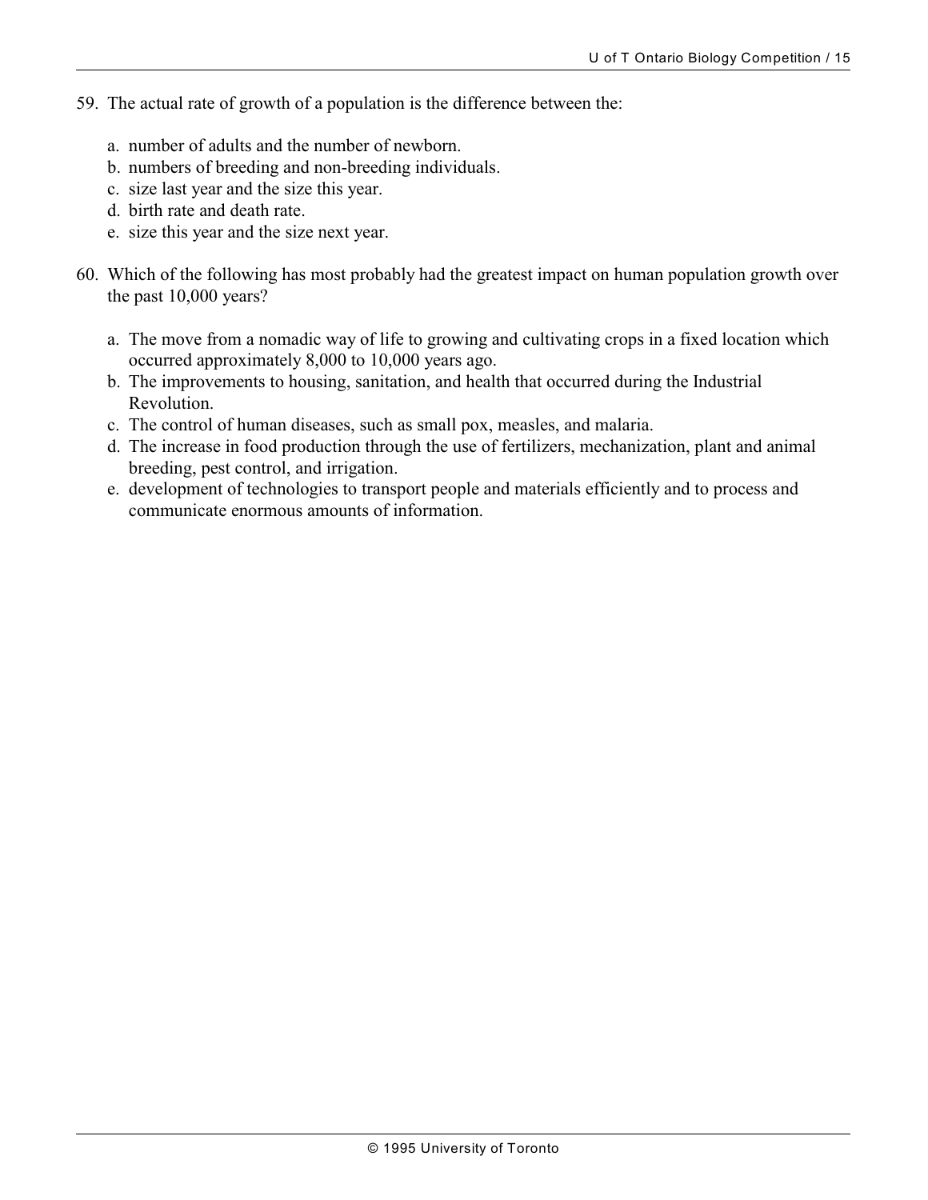59. The actual rate of growth of a population is the difference between the:

    a. number of adults and the number of newborn.
    b. numbers of breeding and non-breeding individuals.
    c. size last year and the size this year.
    d. birth rate and death rate.
    e. size this year and the size next year.

60. Which of the following has most probably had the greatest impact on human population growth over the past 10,000 years?

    a. The move from a nomadic way of life to growing and cultivating crops in a fixed location which occurred approximately 8,000 to 10,000 years ago.
    b. The improvements to housing, sanitation, and health that occurred during the Industrial Revolution.
    c. The control of human diseases, such as small pox, measles, and malaria.
    d. The increase in food production through the use of fertilizers, mechanization, plant and animal breeding, pest control, and irrigation.
    e. development of technologies to transport people and materials efficiently and to process and communicate enormous amounts of information.

© 1995 University of Toronto